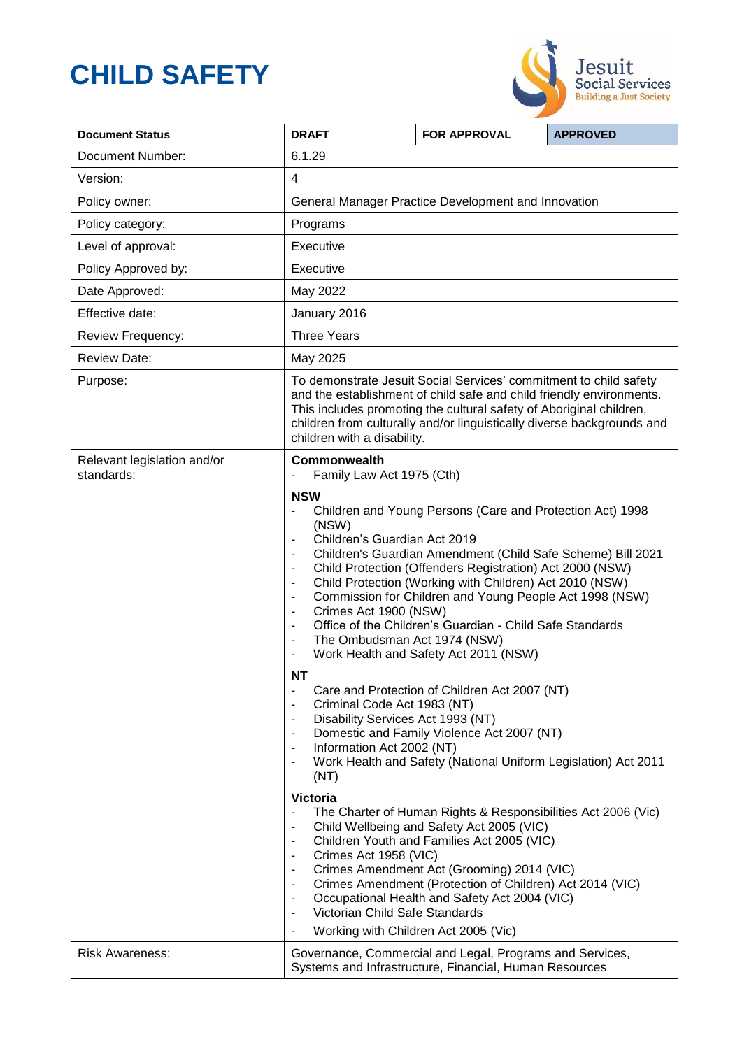# CHILD SAFETY

| Document Status | DRAFT | FOR APPROVAL | APPROVED |
|---|---|---|---|
| Document Number: | 6.1.29 | | |
| Version: | 4 | | |
| Policy owner: | General Manager Practice Development and Innovation | | |
| Policy category: | Programs | | |
| Level of approval: | Executive | | |
| Policy Approved by: | Executive | | |
| Date Approved: | May 2022 | | |
| Effective date: | January 2016 | | |
| Review Frequency: | Three Years | | |
| Review Date: | May 2025 | | |
| Purpose: | To demonstrate Jesuit Social Services' commitment to child safety and the establishment of child safe and child friendly environments. This includes promoting the cultural safety of Aboriginal children, children from culturally and/or linguistically diverse backgrounds and children with a disability. | | |
| Relevant legislation and/or standards: | **Commonwealth**<br>- Family Law Act 1975 (Cth)<br><br>**NSW**<br>- Children and Young Persons (Care and Protection Act) 1998 (NSW)<br>- Children's Guardian Act 2019<br>- Children's Guardian Amendment (Child Safe Scheme) Bill 2021<br>- Child Protection (Offenders Registration) Act 2000 (NSW)<br>- Child Protection (Working with Children) Act 2010 (NSW)<br>- Commission for Children and Young People Act 1998 (NSW)<br>- Crimes Act 1900 (NSW)<br>- Office of the Children's Guardian - Child Safe Standards<br>- The Ombudsman Act 1974 (NSW)<br>- Work Health and Safety Act 2011 (NSW)<br><br>**NT**<br>- Care and Protection of Children Act 2007 (NT)<br>- Criminal Code Act 1983 (NT)<br>- Disability Services Act 1993 (NT)<br>- Domestic and Family Violence Act 2007 (NT)<br>- Information Act 2002 (NT)<br>- Work Health and Safety (National Uniform Legislation) Act 2011 (NT)<br><br>**Victoria**<br>- The Charter of Human Rights & Responsibilities Act 2006 (Vic)<br>- Child Wellbeing and Safety Act 2005 (VIC)<br>- Children Youth and Families Act 2005 (VIC)<br>- Crimes Act 1958 (VIC)<br>- Crimes Amendment Act (Grooming) 2014 (VIC)<br>- Crimes Amendment (Protection of Children) Act 2014 (VIC)<br>- Occupational Health and Safety Act 2004 (VIC)<br>- Victorian Child Safe Standards<br>- Working with Children Act 2005 (Vic) | | |
| Risk Awareness: | Governance, Commercial and Legal, Programs and Services, Systems and Infrastructure, Financial, Human Resources | | |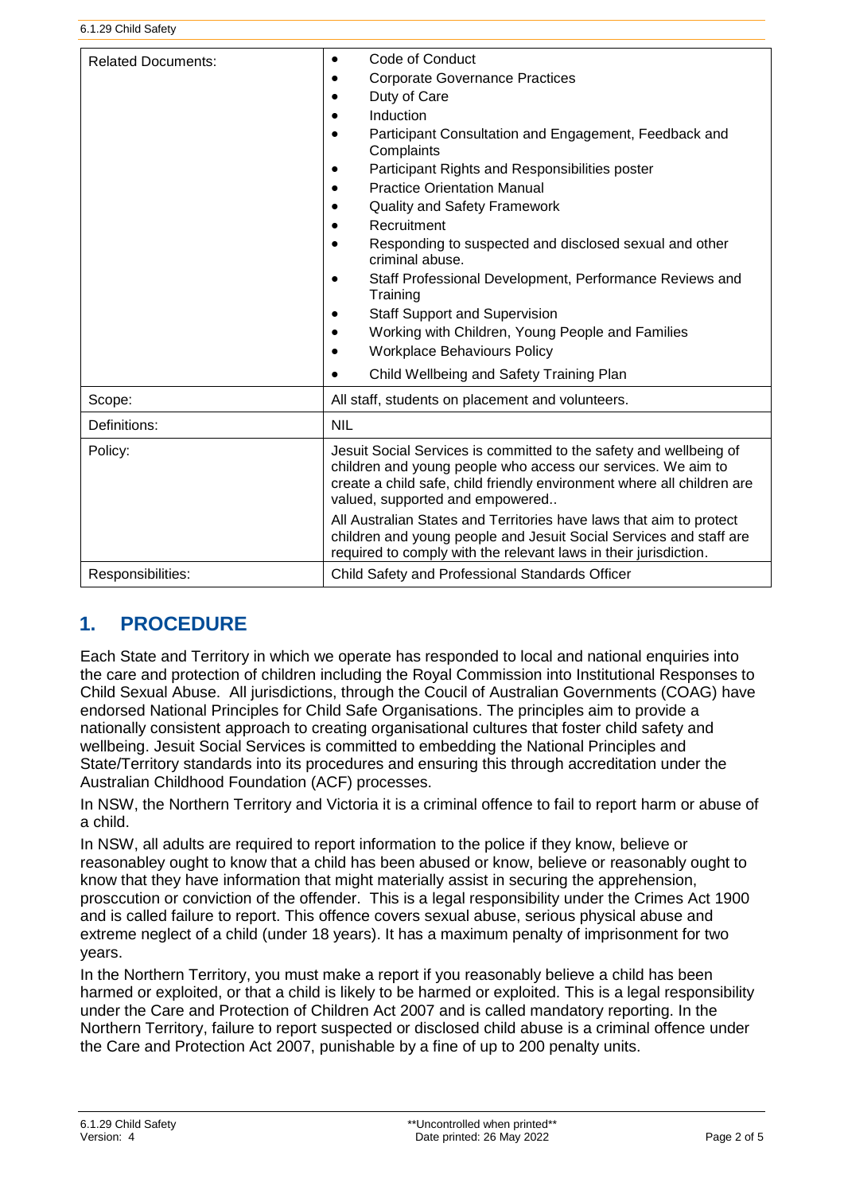| Related Documents: | • Code of Conduct<br>• Corporate Governance Practices<br>• Duty of Care<br>• Induction<br>• Participant Consultation and Engagement, Feedback and Complaints<br>• Participant Rights and Responsibilities poster<br>• Practice Orientation Manual<br>• Quality and Safety Framework<br>• Recruitment<br>• Responding to suspected and disclosed sexual and other criminal abuse.<br>• Staff Professional Development, Performance Reviews and Training<br>• Staff Support and Supervision<br>• Working with Children, Young People and Families<br>• Workplace Behaviours Policy<br>• Child Wellbeing and Safety Training Plan |
|---|---|
| Scope: | All staff, students on placement and volunteers. |
| Definitions: | NIL |
| Policy: | Jesuit Social Services is committed to the safety and wellbeing of children and young people who access our services. We aim to create a child safe, child friendly environment where all children are valued, supported and empowered..<br><br>All Australian States and Territories have laws that aim to protect children and young people and Jesuit Social Services and staff are required to comply with the relevant laws in their jurisdiction. |
| Responsibilities: | Child Safety and Professional Standards Officer |

# 1. PROCEDURE

Each State and Territory in which we operate has responded to local and national enquiries into the care and protection of children including the Royal Commission into Institutional Responses to Child Sexual Abuse. All jurisdictions, through the Coucil of Australian Governments (COAG) have endorsed National Principles for Child Safe Organisations. The principles aim to provide a nationally consistent approach to creating organisational cultures that foster child safety and wellbeing. Jesuit Social Services is committed to embedding the National Principles and State/Territory standards into its procedures and ensuring this through accreditation under the Australian Childhood Foundation (ACF) processes.

In NSW, the Northern Territory and Victoria it is a criminal offence to fail to report harm or abuse of a child.

In NSW, all adults are required to report information to the police if they know, believe or reasonabley ought to know that a child has been abused or know, believe or reasonably ought to know that they have information that might materially assist in securing the apprehension, prosccution or conviction of the offender. This is a legal responsibility under the Crimes Act 1900 and is called failure to report. This offence covers sexual abuse, serious physical abuse and extreme neglect of a child (under 18 years). It has a maximum penalty of imprisonment for two years.

In the Northern Territory, you must make a report if you reasonably believe a child has been harmed or exploited, or that a child is likely to be harmed or exploited. This is a legal responsibility under the Care and Protection of Children Act 2007 and is called mandatory reporting. In the Northern Territory, failure to report suspected or disclosed child abuse is a criminal offence under the Care and Protection Act 2007, punishable by a fine of up to 200 penalty units.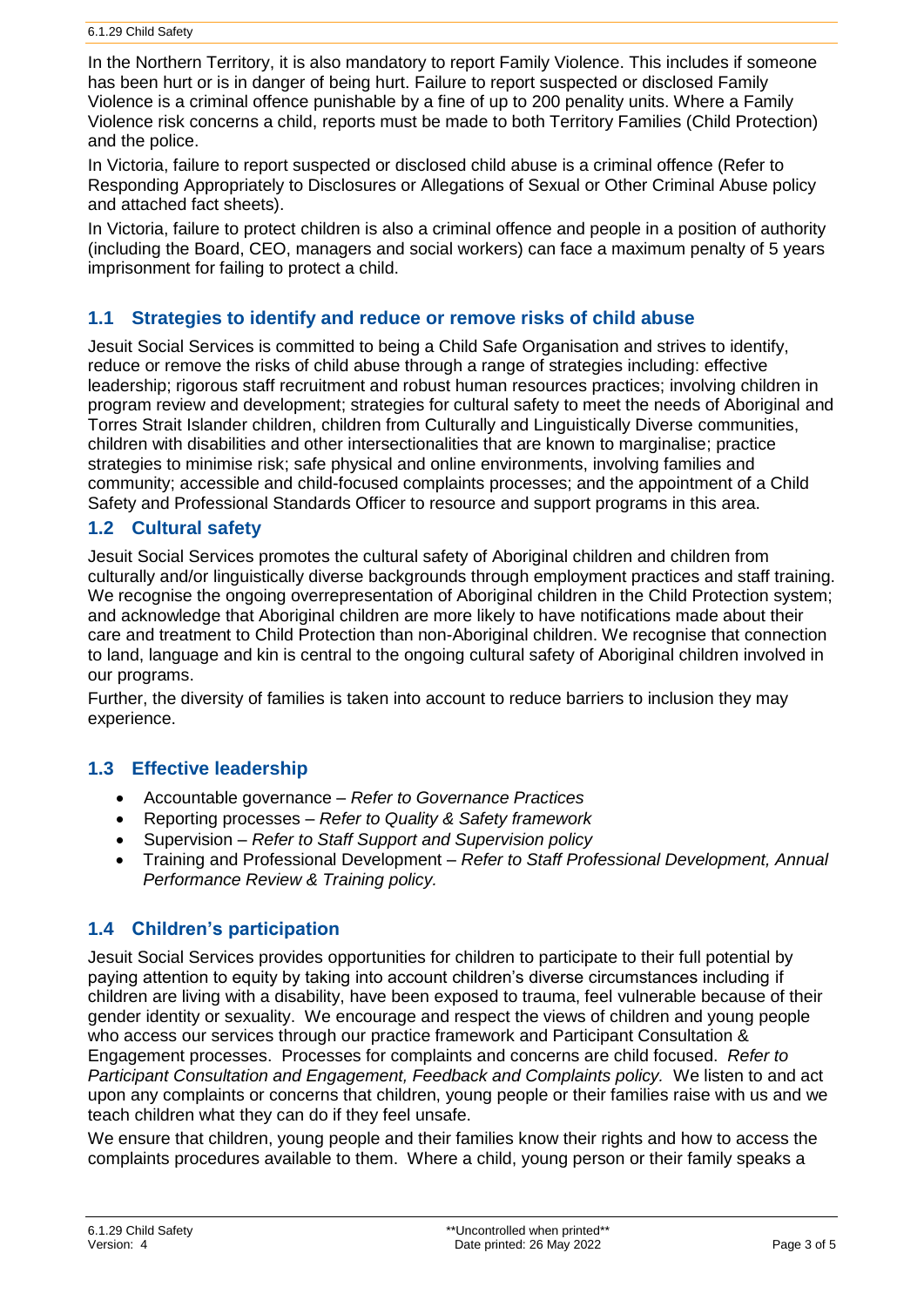In the Northern Territory, it is also mandatory to report Family Violence. This includes if someone has been hurt or is in danger of being hurt. Failure to report suspected or disclosed Family Violence is a criminal offence punishable by a fine of up to 200 penalty units. Where a Family Violence risk concerns a child, reports must be made to both Territory Families (Child Protection) and the police.

In Victoria, failure to report suspected or disclosed child abuse is a criminal offence (Refer to Responding Appropriately to Disclosures or Allegations of Sexual or Other Criminal Abuse policy and attached fact sheets).

In Victoria, failure to protect children is also a criminal offence and people in a position of authority (including the Board, CEO, managers and social workers) can face a maximum penalty of 5 years imprisonment for failing to protect a child.

## 1.1 Strategies to identify and reduce or remove risks of child abuse

Jesuit Social Services is committed to being a Child Safe Organisation and strives to identify, reduce or remove the risks of child abuse through a range of strategies including: effective leadership; rigorous staff recruitment and robust human resources practices; involving children in program review and development; strategies for cultural safety to meet the needs of Aboriginal and Torres Strait Islander children, children from Culturally and Linguistically Diverse communities, children with disabilities and other intersectionalities that are known to marginalise; practice strategies to minimise risk; safe physical and online environments, involving families and community; accessible and child-focused complaints processes; and the appointment of a Child Safety and Professional Standards Officer to resource and support programs in this area.

## 1.2 Cultural safety

Jesuit Social Services promotes the cultural safety of Aboriginal children and children from culturally and/or linguistically diverse backgrounds through employment practices and staff training. We recognise the ongoing overrepresentation of Aboriginal children in the Child Protection system; and acknowledge that Aboriginal children are more likely to have notifications made about their care and treatment to Child Protection than non-Aboriginal children. We recognise that connection to land, language and kin is central to the ongoing cultural safety of Aboriginal children involved in our programs.

Further, the diversity of families is taken into account to reduce barriers to inclusion they may experience.

## 1.3 Effective leadership

- Accountable governance – *Refer to Governance Practices*
- Reporting processes – *Refer to Quality & Safety framework*
- Supervision – *Refer to Staff Support and Supervision policy*
- Training and Professional Development – *Refer to Staff Professional Development, Annual Performance Review & Training policy.*

## 1.4 Children's participation

Jesuit Social Services provides opportunities for children to participate to their full potential by paying attention to equity by taking into account children's diverse circumstances including if children are living with a disability, have been exposed to trauma, feel vulnerable because of their gender identity or sexuality. We encourage and respect the views of children and young people who access our services through our practice framework and Participant Consultation & Engagement processes. Processes for complaints and concerns are child focused. *Refer to Participant Consultation and Engagement, Feedback and Complaints policy.* We listen to and act upon any complaints or concerns that children, young people or their families raise with us and we teach children what they can do if they feel unsafe.

We ensure that children, young people and their families know their rights and how to access the complaints procedures available to them. Where a child, young person or their family speaks a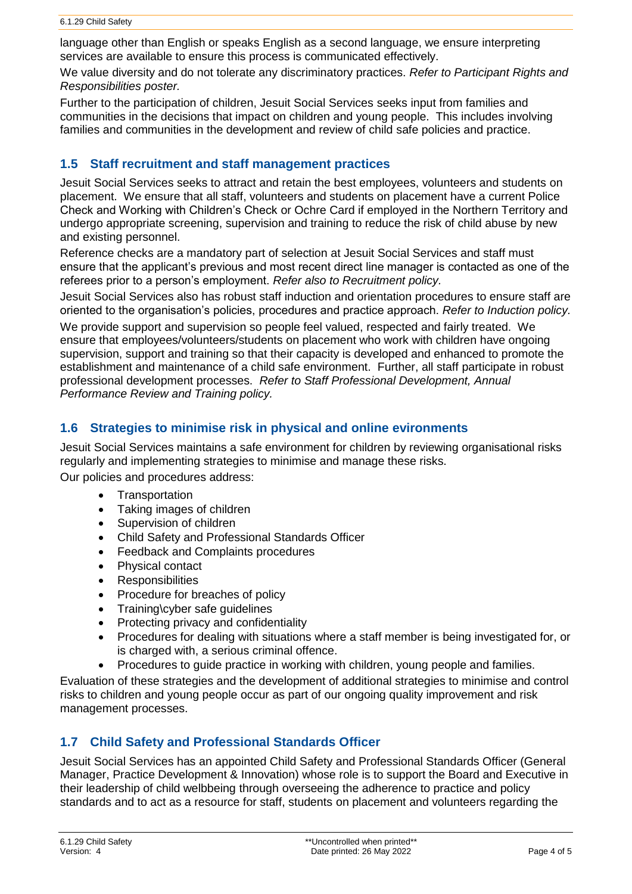language other than English or speaks English as a second language, we ensure interpreting services are available to ensure this process is communicated effectively.

We value diversity and do not tolerate any discriminatory practices. *Refer to Participant Rights and Responsibilities poster.*

Further to the participation of children, Jesuit Social Services seeks input from families and communities in the decisions that impact on children and young people. This includes involving families and communities in the development and review of child safe policies and practice.

## 1.5 Staff recruitment and staff management practices

Jesuit Social Services seeks to attract and retain the best employees, volunteers and students on placement. We ensure that all staff, volunteers and students on placement have a current Police Check and Working with Children's Check or Ochre Card if employed in the Northern Territory and undergo appropriate screening, supervision and training to reduce the risk of child abuse by new and existing personnel.

Reference checks are a mandatory part of selection at Jesuit Social Services and staff must ensure that the applicant's previous and most recent direct line manager is contacted as one of the referees prior to a person's employment. *Refer also to Recruitment policy.*

Jesuit Social Services also has robust staff induction and orientation procedures to ensure staff are oriented to the organisation's policies, procedures and practice approach. *Refer to Induction policy.*

We provide support and supervision so people feel valued, respected and fairly treated. We ensure that employees/volunteers/students on placement who work with children have ongoing supervision, support and training so that their capacity is developed and enhanced to promote the establishment and maintenance of a child safe environment. Further, all staff participate in robust professional development processes. *Refer to Staff Professional Development, Annual Performance Review and Training policy.*

## 1.6 Strategies to minimise risk in physical and online evironments

Jesuit Social Services maintains a safe environment for children by reviewing organisational risks regularly and implementing strategies to minimise and manage these risks.

Our policies and procedures address:

- Transportation
- Taking images of children
- Supervision of children
- Child Safety and Professional Standards Officer
- Feedback and Complaints procedures
- Physical contact
- Responsibilities
- Procedure for breaches of policy
- Training\cyber safe guidelines
- Protecting privacy and confidentiality
- Procedures for dealing with situations where a staff member is being investigated for, or is charged with, a serious criminal offence.
- Procedures to guide practice in working with children, young people and families.

Evaluation of these strategies and the development of additional strategies to minimise and control risks to children and young people occur as part of our ongoing quality improvement and risk management processes.

## 1.7 Child Safety and Professional Standards Officer

Jesuit Social Services has an appointed Child Safety and Professional Standards Officer (General Manager, Practice Development & Innovation) whose role is to support the Board and Executive in their leadership of child welbbeing through overseeing the adherence to practice and policy standards and to act as a resource for staff, students on placement and volunteers regarding the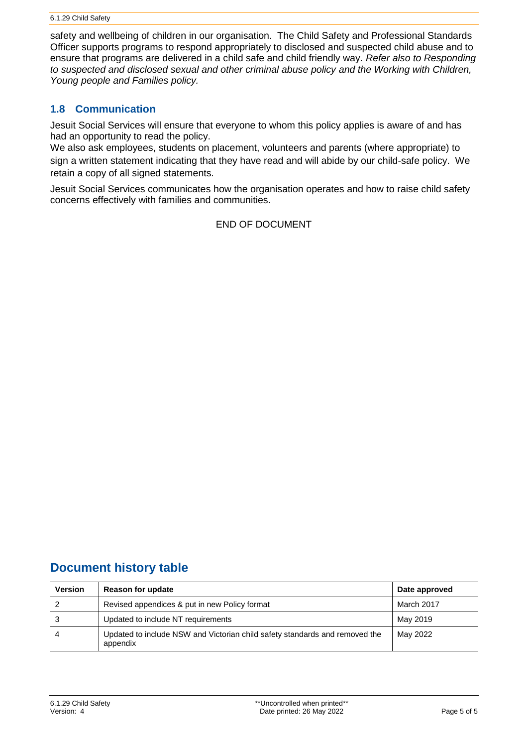safety and wellbeing of children in our organisation. The Child Safety and Professional Standards Officer supports programs to respond appropriately to disclosed and suspected child abuse and to ensure that programs are delivered in a child safe and child friendly way. *Refer also to Responding to suspected and disclosed sexual and other criminal abuse policy and the Working with Children, Young people and Families policy.*

## 1.8 Communication

Jesuit Social Services will ensure that everyone to whom this policy applies is aware of and has had an opportunity to read the policy.

We also ask employees, students on placement, volunteers and parents (where appropriate) to sign a written statement indicating that they have read and will abide by our child-safe policy. We retain a copy of all signed statements.

Jesuit Social Services communicates how the organisation operates and how to raise child safety concerns effectively with families and communities.

END OF DOCUMENT

# Document history table

| Version | Reason for update | Date approved |
|---|---|---|
| 2 | Revised appendices & put in new Policy format | March 2017 |
| 3 | Updated to include NT requirements | May 2019 |
| 4 | Updated to include NSW and Victorian child safety standards and removed the appendix | May 2022 |